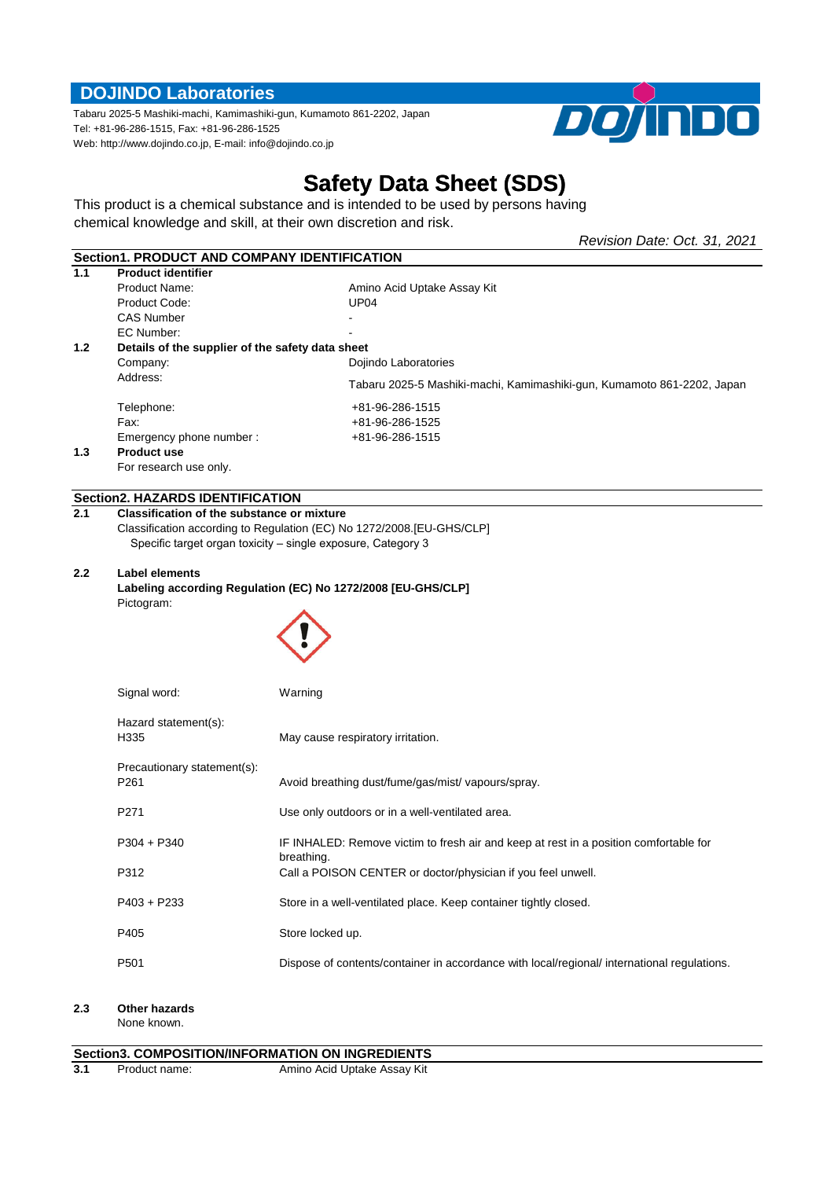## DOJINDO Laboratories

Tabaru 2025-5 Mashiki-machi, Kamimashiki-gun, Kumamoto 861-2202, Japan
Tel: +81-96-286-1515, Fax: +81-96-286-1525
Web: http://www.dojindo.co.jp, E-mail: info@dojindo.co.jp

# Safety Data Sheet (SDS)

This product is a chemical substance and is intended to be used by persons having chemical knowledge and skill, at their own discretion and risk.

*Revision Date: Oct. 31, 2021*

## Section1. PRODUCT AND COMPANY IDENTIFICATION

**1.1 Product identifier**

| | |
|---|---|
| Product Name: | Amino Acid Uptake Assay Kit |
| Product Code: | UP04 |
| CAS Number | - |
| EC Number: | - |

**1.2 Details of the supplier of the safety data sheet**

| | |
|---|---|
| Company: | Dojindo Laboratories |
| Address: | Tabaru 2025-5 Mashiki-machi, Kamimashiki-gun, Kumamoto 861-2202, Japan |
| Telephone: | +81-96-286-1515 |
| Fax: | +81-96-286-1525 |
| Emergency phone number : | +81-96-286-1515 |

**1.3 Product use**

For research use only.

## Section2. HAZARDS IDENTIFICATION

**2.1 Classification of the substance or mixture**

Classification according to Regulation (EC) No 1272/2008.[EU-GHS/CLP]

Specific target organ toxicity – single exposure, Category 3

**2.2 Label elements**

**Labeling according Regulation (EC) No 1272/2008 [EU-GHS/CLP]**

Pictogram:

Signal word: Warning

Hazard statement(s):

| | |
|---|---|
| H335 | May cause respiratory irritation. |

Precautionary statement(s):

| | |
|---|---|
| P261 | Avoid breathing dust/fume/gas/mist/ vapours/spray. |
| P271 | Use only outdoors or in a well-ventilated area. |
| P304 + P340 | IF INHALED: Remove victim to fresh air and keep at rest in a position comfortable for breathing. |
| P312 | Call a POISON CENTER or doctor/physician if you feel unwell. |
| P403 + P233 | Store in a well-ventilated place. Keep container tightly closed. |
| P405 | Store locked up. |
| P501 | Dispose of contents/container in accordance with local/regional/ international regulations. |

**2.3 Other hazards**

None known.

## Section3. COMPOSITION/INFORMATION ON INGREDIENTS

**3.1** Product name: Amino Acid Uptake Assay Kit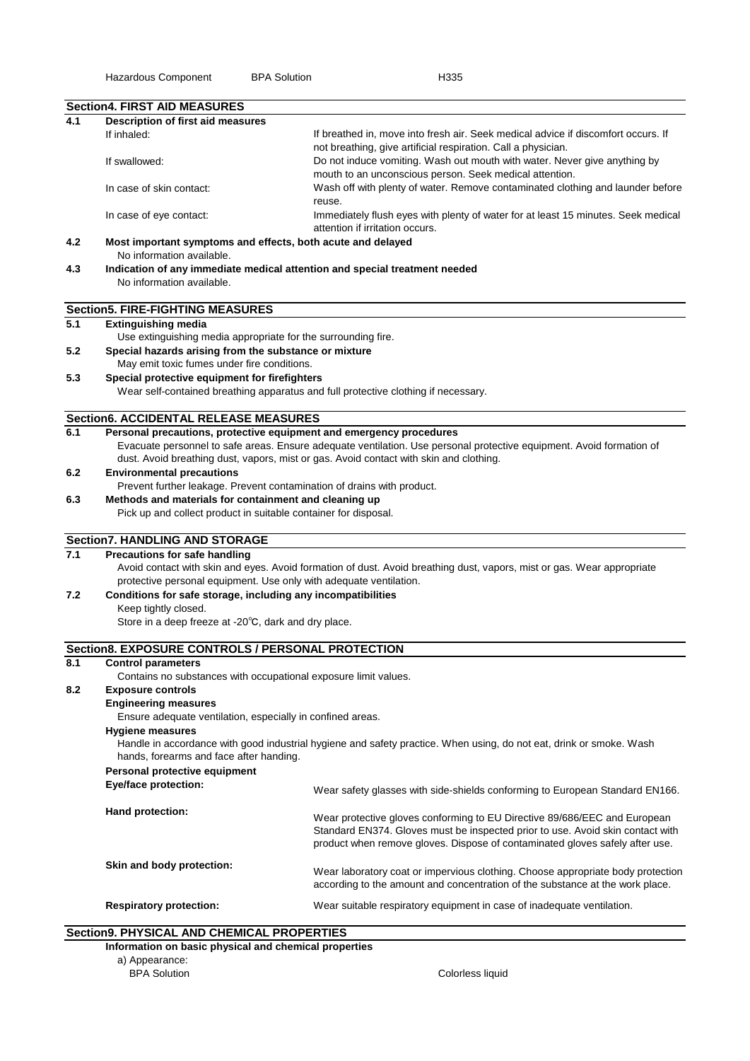| Hazardous Component | BPA Solution | H335 |
|---|---|---|

## Section4. FIRST AID MEASURES

**4.1 Description of first aid measures**

| | |
|---|---|
| If inhaled: | If breathed in, move into fresh air. Seek medical advice if discomfort occurs. If not breathing, give artificial respiration. Call a physician. |
| If swallowed: | Do not induce vomiting. Wash out mouth with water. Never give anything by mouth to an unconscious person. Seek medical attention. |
| In case of skin contact: | Wash off with plenty of water. Remove contaminated clothing and launder before reuse. |
| In case of eye contact: | Immediately flush eyes with plenty of water for at least 15 minutes. Seek medical attention if irritation occurs. |

**4.2 Most important symptoms and effects, both acute and delayed**

No information available.

**4.3 Indication of any immediate medical attention and special treatment needed**

No information available.

## Section5. FIRE-FIGHTING MEASURES

**5.1 Extinguishing media**

Use extinguishing media appropriate for the surrounding fire.

**5.2 Special hazards arising from the substance or mixture**

May emit toxic fumes under fire conditions.

**5.3 Special protective equipment for firefighters**

Wear self-contained breathing apparatus and full protective clothing if necessary.

## Section6. ACCIDENTAL RELEASE MEASURES

**6.1 Personal precautions, protective equipment and emergency procedures**

Evacuate personnel to safe areas. Ensure adequate ventilation. Use personal protective equipment. Avoid formation of dust. Avoid breathing dust, vapors, mist or gas. Avoid contact with skin and clothing.

**6.2 Environmental precautions**

Prevent further leakage. Prevent contamination of drains with product.

**6.3 Methods and materials for containment and cleaning up**

Pick up and collect product in suitable container for disposal.

## Section7. HANDLING AND STORAGE

**7.1 Precautions for safe handling**

Avoid contact with skin and eyes. Avoid formation of dust. Avoid breathing dust, vapors, mist or gas. Wear appropriate protective personal equipment. Use only with adequate ventilation.

**7.2 Conditions for safe storage, including any incompatibilities**

Keep tightly closed.

Store in a deep freeze at -20℃, dark and dry place.

## Section8. EXPOSURE CONTROLS / PERSONAL PROTECTION

**8.1 Control parameters**

Contains no substances with occupational exposure limit values.

**8.2 Exposure controls**

**Engineering measures**

Ensure adequate ventilation, especially in confined areas.

**Hygiene measures**

Handle in accordance with good industrial hygiene and safety practice. When using, do not eat, drink or smoke. Wash hands, forearms and face after handling.

**Personal protective equipment**

| | |
|---|---|
| **Eye/face protection:** | Wear safety glasses with side-shields conforming to European Standard EN166. |
| **Hand protection:** | Wear protective gloves conforming to EU Directive 89/686/EEC and European Standard EN374. Gloves must be inspected prior to use. Avoid skin contact with product when remove gloves. Dispose of contaminated gloves safely after use. |
| **Skin and body protection:** | Wear laboratory coat or impervious clothing. Choose appropriate body protection according to the amount and concentration of the substance at the work place. |
| **Respiratory protection:** | Wear suitable respiratory equipment in case of inadequate ventilation. |

## Section9. PHYSICAL AND CHEMICAL PROPERTIES

**Information on basic physical and chemical properties**

a) Appearance:

| | |
|---|---|
| BPA Solution | Colorless liquid |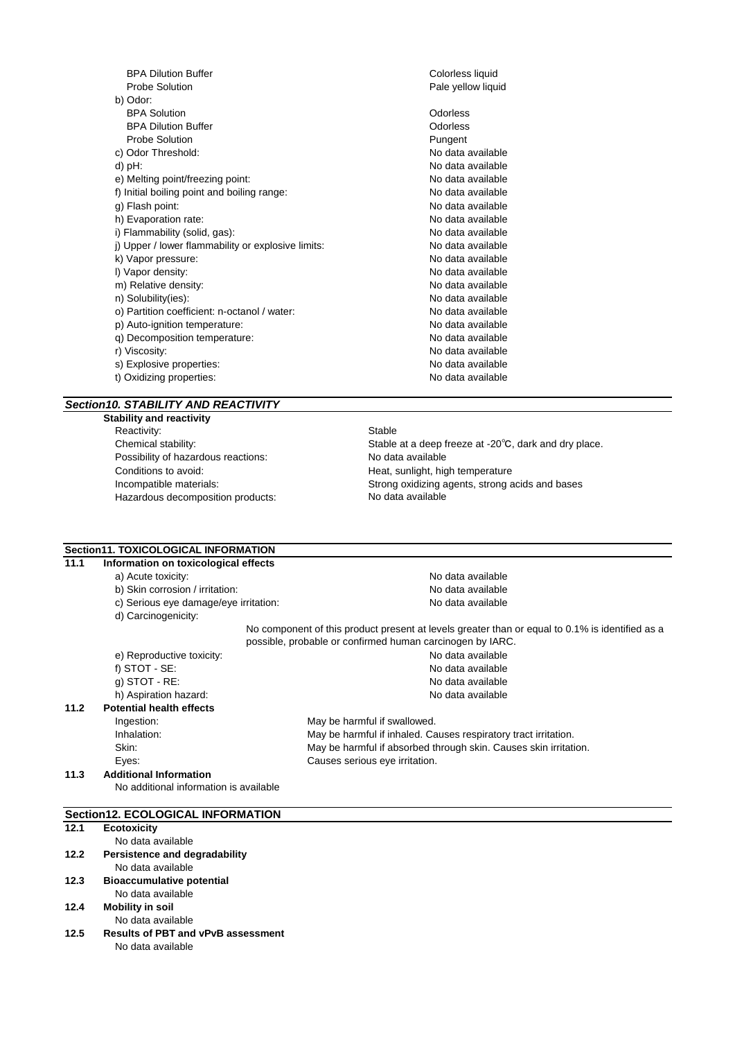| | |
|---|---|
| BPA Dilution Buffer | Colorless liquid |
| Probe Solution | Pale yellow liquid |
| b) Odor: | |
| BPA Solution | Odorless |
| BPA Dilution Buffer | Odorless |
| Probe Solution | Pungent |
| c) Odor Threshold: | No data available |
| d) pH: | No data available |
| e) Melting point/freezing point: | No data available |
| f) Initial boiling point and boiling range: | No data available |
| g) Flash point: | No data available |
| h) Evaporation rate: | No data available |
| i) Flammability (solid, gas): | No data available |
| j) Upper / lower flammability or explosive limits: | No data available |
| k) Vapor pressure: | No data available |
| l) Vapor density: | No data available |
| m) Relative density: | No data available |
| n) Solubility(ies): | No data available |
| o) Partition coefficient: n-octanol / water: | No data available |
| p) Auto-ignition temperature: | No data available |
| q) Decomposition temperature: | No data available |
| r) Viscosity: | No data available |
| s) Explosive properties: | No data available |
| t) Oxidizing properties: | No data available |

## *Section10. STABILITY AND REACTIVITY*

**Stability and reactivity**

| | |
|---|---|
| Reactivity: | Stable |
| Chemical stability: | Stable at a deep freeze at -20℃, dark and dry place. |
| Possibility of hazardous reactions: | No data available |
| Conditions to avoid: | Heat, sunlight, high temperature |
| Incompatible materials: | Strong oxidizing agents, strong acids and bases |
| Hazardous decomposition products: | No data available |

## Section11. TOXICOLOGICAL INFORMATION

**11.1 Information on toxicological effects**

| | |
|---|---|
| a) Acute toxicity: | No data available |
| b) Skin corrosion / irritation: | No data available |
| c) Serious eye damage/eye irritation: | No data available |
| d) Carcinogenicity: | No component of this product present at levels greater than or equal to 0.1% is identified as a possible, probable or confirmed human carcinogen by IARC. |
| e) Reproductive toxicity: | No data available |
| f) STOT - SE: | No data available |
| g) STOT - RE: | No data available |
| h) Aspiration hazard: | No data available |

**11.2 Potential health effects**

| | |
|---|---|
| Ingestion: | May be harmful if swallowed. |
| Inhalation: | May be harmful if inhaled. Causes respiratory tract irritation. |
| Skin: | May be harmful if absorbed through skin. Causes skin irritation. |
| Eyes: | Causes serious eye irritation. |

**11.3 Additional Information**

No additional information is available

## Section12. ECOLOGICAL INFORMATION

**12.1 Ecotoxicity**

No data available

**12.2 Persistence and degradability**

No data available

**12.3 Bioaccumulative potential**

No data available

**12.4 Mobility in soil**

No data available

**12.5 Results of PBT and vPvB assessment**

No data available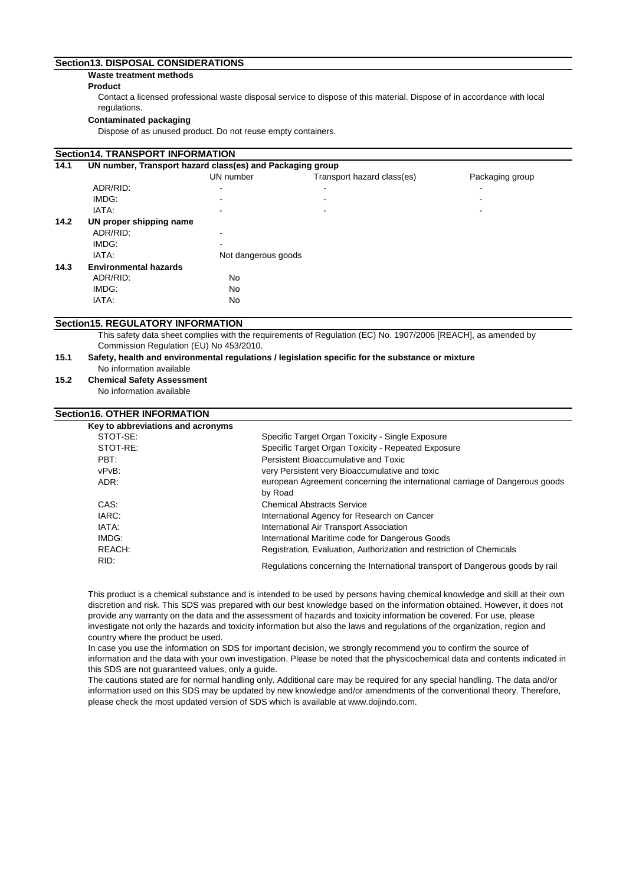## Section13. DISPOSAL CONSIDERATIONS

**Waste treatment methods**

**Product**

Contact a licensed professional waste disposal service to dispose of this material. Dispose of in accordance with local regulations.

**Contaminated packaging**

Dispose of as unused product. Do not reuse empty containers.

## Section14. TRANSPORT INFORMATION

**14.1 UN number, Transport hazard class(es) and Packaging group**

| | UN number | Transport hazard class(es) | Packaging group |
|---|---|---|---|
| ADR/RID: | - | - | - |
| IMDG: | - | - | - |
| IATA: | - | - | - |

**14.2 UN proper shipping name**

| | |
|---|---|
| ADR/RID: | - |
| IMDG: | - |
| IATA: | Not dangerous goods |

**14.3 Environmental hazards**

| | |
|---|---|
| ADR/RID: | No |
| IMDG: | No |
| IATA: | No |

## Section15. REGULATORY INFORMATION

This safety data sheet complies with the requirements of Regulation (EC) No. 1907/2006 [REACH], as amended by Commission Regulation (EU) No 453/2010.

**15.1 Safety, health and environmental regulations / legislation specific for the substance or mixture**

No information available

**15.2 Chemical Safety Assessment**

No information available

## Section16. OTHER INFORMATION

**Key to abbreviations and acronyms**

| | |
|---|---|
| STOT-SE: | Specific Target Organ Toxicity - Single Exposure |
| STOT-RE: | Specific Target Organ Toxicity - Repeated Exposure |
| PBT: | Persistent Bioaccumulative and Toxic |
| vPvB: | very Persistent very Bioaccumulative and toxic |
| ADR: | european Agreement concerning the international carriage of Dangerous goods by Road |
| CAS: | Chemical Abstracts Service |
| IARC: | International Agency for Research on Cancer |
| IATA: | International Air Transport Association |
| IMDG: | International Maritime code for Dangerous Goods |
| REACH: | Registration, Evaluation, Authorization and restriction of Chemicals |
| RID: | Regulations concerning the International transport of Dangerous goods by rail |

This product is a chemical substance and is intended to be used by persons having chemical knowledge and skill at their own discretion and risk. This SDS was prepared with our best knowledge based on the information obtained. However, it does not provide any warranty on the data and the assessment of hazards and toxicity information be covered. For use, please investigate not only the hazards and toxicity information but also the laws and regulations of the organization, region and country where the product be used.

In case you use the information on SDS for important decision, we strongly recommend you to confirm the source of information and the data with your own investigation. Please be noted that the physicochemical data and contents indicated in this SDS are not guaranteed values, only a guide.

The cautions stated are for normal handling only. Additional care may be required for any special handling. The data and/or information used on this SDS may be updated by new knowledge and/or amendments of the conventional theory. Therefore, please check the most updated version of SDS which is available at www.dojindo.com.